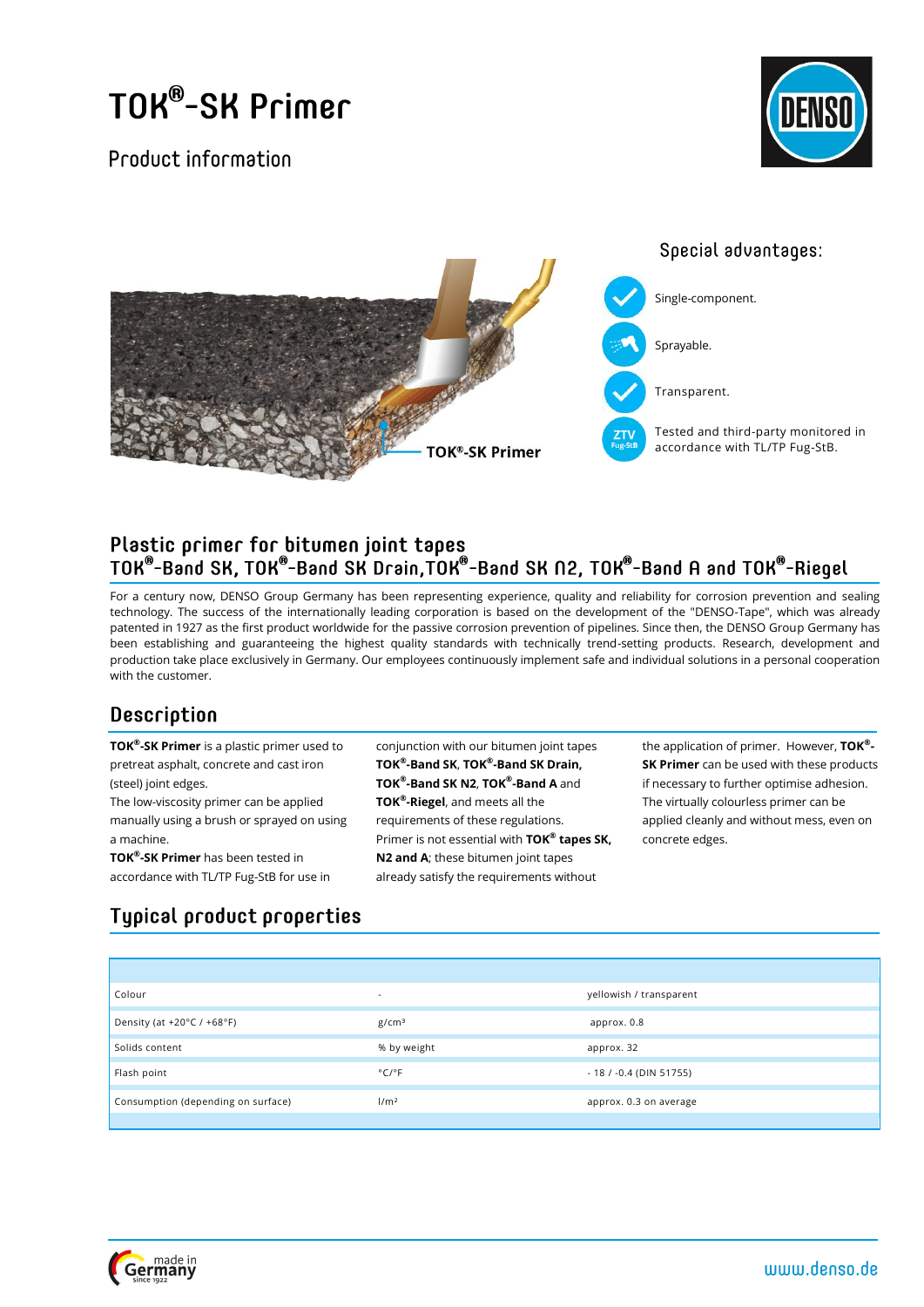# TOK®-SK Primer

## Product information

TOK®-SK Primer

### Special advantages:

- Single-component.
- Sprayable.
- Transparent.
- Tested and third-party monitored in accordance with TL/TP Fug-StB.

## Plastic primer for bitumen joint tapes TOK®-Band SK, TOK®-Band SK Drain, TOK®-Band SK N2, TOK®-Band A and TOK®-Riegel

For a century now, DENSO Group Germany has been representing experience, quality and reliability for corrosion prevention and sealing technology. The success of the internationally leading corporation is based on the development of the "DENSO-Tape", which was already patented in 1927 as the first product worldwide for the passive corrosion prevention of pipelines. Since then, the DENSO Group Germany has been establishing and guaranteeing the highest quality standards with technically trend-setting products. Research, development and production take place exclusively in Germany. Our employees continuously implement safe and individual solutions in a personal cooperation with the customer.

## Description

**TOK®-SK Primer** is a plastic primer used to pretreat asphalt, concrete and cast iron (steel) joint edges.
The low-viscosity primer can be applied manually using a brush or sprayed on using a machine.
**TOK®-SK Primer** has been tested in accordance with TL/TP Fug-StB for use in conjunction with our bitumen joint tapes **TOK®-Band SK**, **TOK®-Band SK Drain, TOK®-Band SK N2**, **TOK®-Band A** and **TOK®-Riegel**, and meets all the requirements of these regulations.
Primer is not essential with **TOK® tapes SK, N2 and A**; these bitumen joint tapes already satisfy the requirements without the application of primer. However, **TOK®-SK Primer** can be used with these products if necessary to further optimise adhesion.
The virtually colourless primer can be applied cleanly and without mess, even on concrete edges.

## Typical product properties

| | | |
|---|---|---|
| Colour | - | yellowish / transparent |
| Density (at +20°C / +68°F) | g/cm³ | approx. 0.8 |
| Solids content | % by weight | approx. 32 |
| Flash point | °C/°F | - 18 / -0.4 (DIN 51755) |
| Consumption (depending on surface) | l/m² | approx. 0.3 on average |

made in Germany since 1922

www.denso.de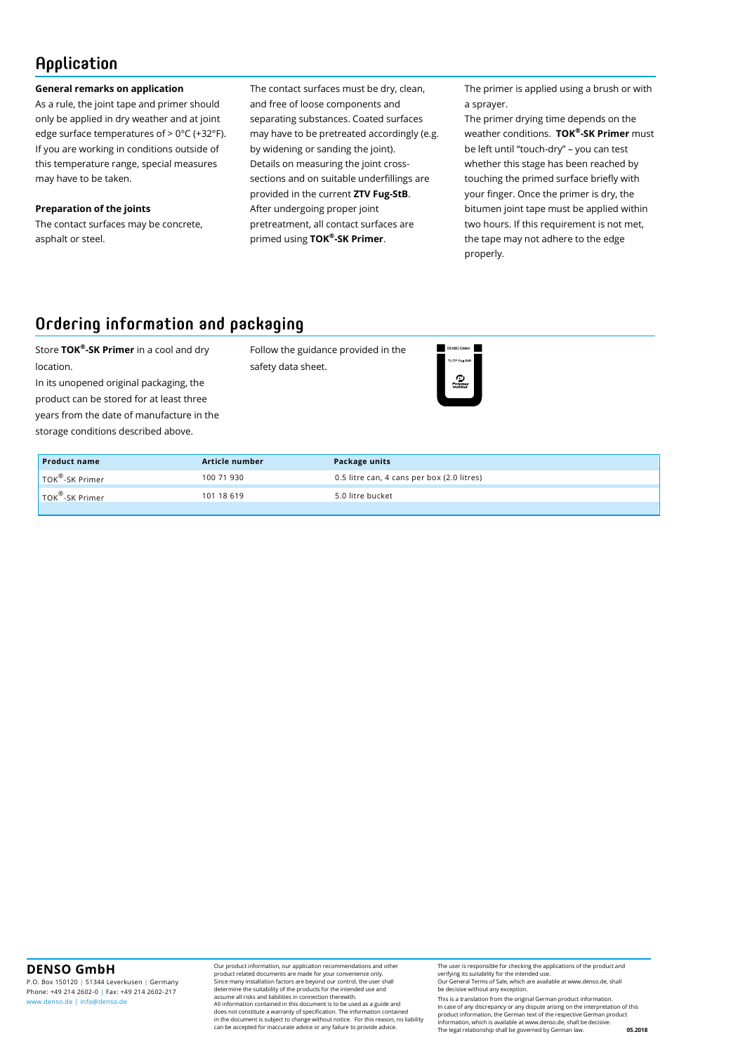## Application

**General remarks on application**

As a rule, the joint tape and primer should only be applied in dry weather and at joint edge surface temperatures of > 0°C (+32°F). If you are working in conditions outside of this temperature range, special measures may have to be taken.

**Preparation of the joints**

The contact surfaces may be concrete, asphalt or steel.

The contact surfaces must be dry, clean, and free of loose components and separating substances. Coated surfaces may have to be pretreated accordingly (e.g. by widening or sanding the joint). Details on measuring the joint cross-sections and on suitable underfillings are provided in the current **ZTV Fug-StB**. After undergoing proper joint pretreatment, all contact surfaces are primed using **TOK®-SK Primer**.

The primer is applied using a brush or with a sprayer.

The primer drying time depends on the weather conditions. **TOK®-SK Primer** must be left until "touch-dry" – you can test whether this stage has been reached by touching the primed surface briefly with your finger. Once the primer is dry, the bitumen joint tape must be applied within two hours. If this requirement is not met, the tape may not adhere to the edge properly.

## Ordering information and packaging

Store **TOK®-SK Primer** in a cool and dry location.

In its unopened original packaging, the product can be stored for at least three years from the date of manufacture in the storage conditions described above.

Follow the guidance provided in the safety data sheet.

DENSO GmbH
TL/TP Fug-StB
Polymer Institut

| Product name | Article number | Package units |
|---|---|---|
| TOK®-SK Primer | 100 71 930 | 0.5 litre can, 4 cans per box (2.0 litres) |
| TOK®-SK Primer | 101 18 619 | 5.0 litre bucket |

**DENSO GmbH**

P.O. Box 150120 | 51344 Leverkusen | Germany
Phone: +49 214 2602-0 | Fax: +49 214 2602-217
www.denso.de | info@denso.de

Our product information, our application recommendations and other product related documents are made for your convenience only. Since many installation factors are beyond our control, the user shall determine the suitability of the products for the intended use and assume all risks and liabilities in connection therewith. All information contained in this document is to be used as a guide and does not constitute a warranty of specification. The information contained in the document is subject to change without notice. For this reason, no liability can be accepted for inaccurate advice or any failure to provide advice.

The user is responsible for checking the applications of the product and verifying its suitability for the intended use. Our General Terms of Sale, which are available at www.denso.de, shall be decisive without any exception.

This is a translation from the original German product information. In case of any discrepancy or any dispute arising on the interpretation of this product information, the German text of the respective German product information, which is available at www.denso.de, shall be decisive. The legal relationship shall be governed by German law.

**05.2018**